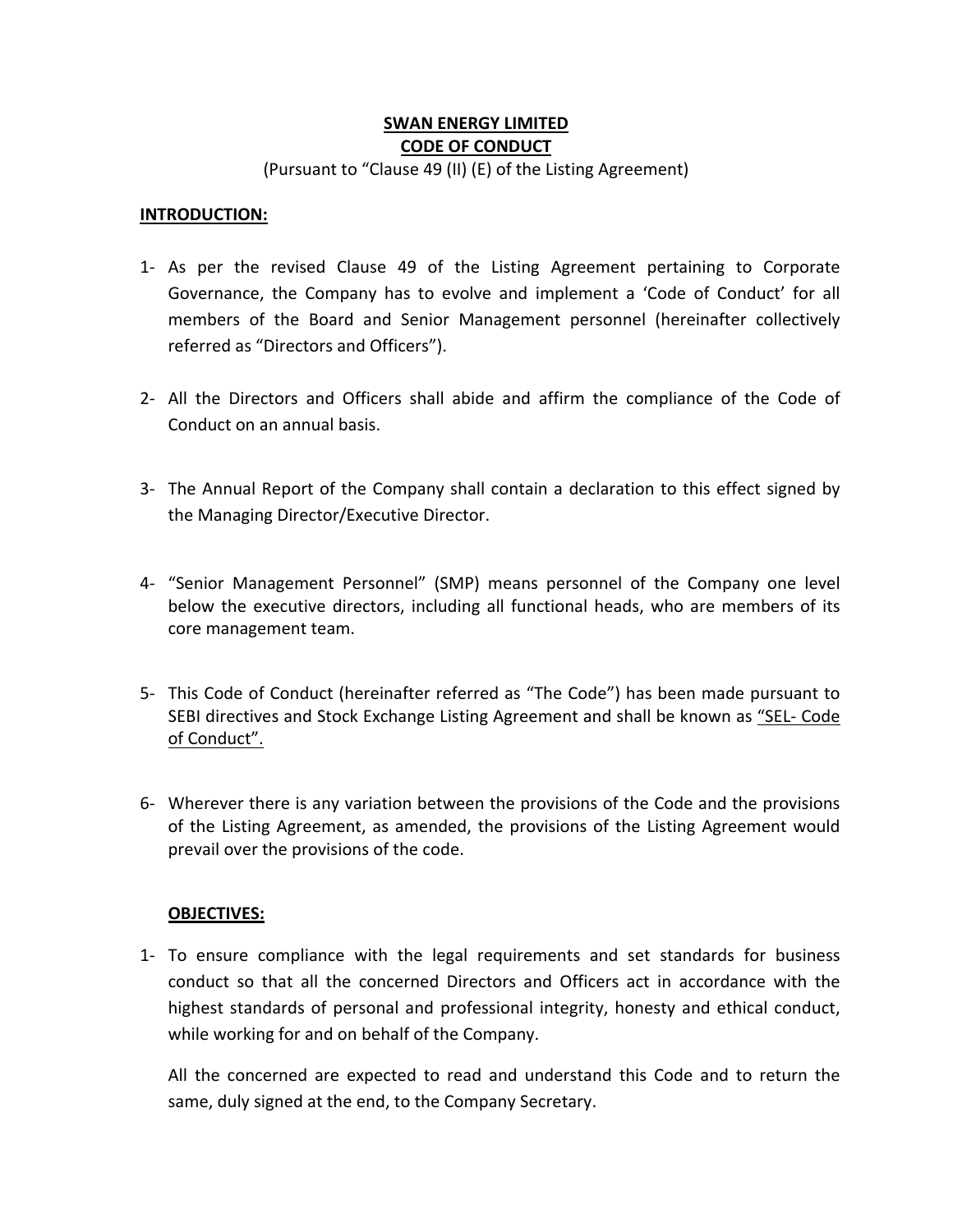# SWAN ENERGY LIMITED

## CODE OF CONDUCT

(Pursuant to "Clause 49 (II) (E) of the Listing Agreement)

**INTRODUCTION:**

1- As per the revised Clause 49 of the Listing Agreement pertaining to Corporate Governance, the Company has to evolve and implement a 'Code of Conduct' for all members of the Board and Senior Management personnel (hereinafter collectively referred as "Directors and Officers").

2- All the Directors and Officers shall abide and affirm the compliance of the Code of Conduct on an annual basis.

3- The Annual Report of the Company shall contain a declaration to this effect signed by the Managing Director/Executive Director.

4- "Senior Management Personnel" (SMP) means personnel of the Company one level below the executive directors, including all functional heads, who are members of its core management team.

5- This Code of Conduct (hereinafter referred as "The Code") has been made pursuant to SEBI directives and Stock Exchange Listing Agreement and shall be known as "SEL- Code of Conduct".

6- Wherever there is any variation between the provisions of the Code and the provisions of the Listing Agreement, as amended, the provisions of the Listing Agreement would prevail over the provisions of the code.

**OBJECTIVES:**

1- To ensure compliance with the legal requirements and set standards for business conduct so that all the concerned Directors and Officers act in accordance with the highest standards of personal and professional integrity, honesty and ethical conduct, while working for and on behalf of the Company.

All the concerned are expected to read and understand this Code and to return the same, duly signed at the end, to the Company Secretary.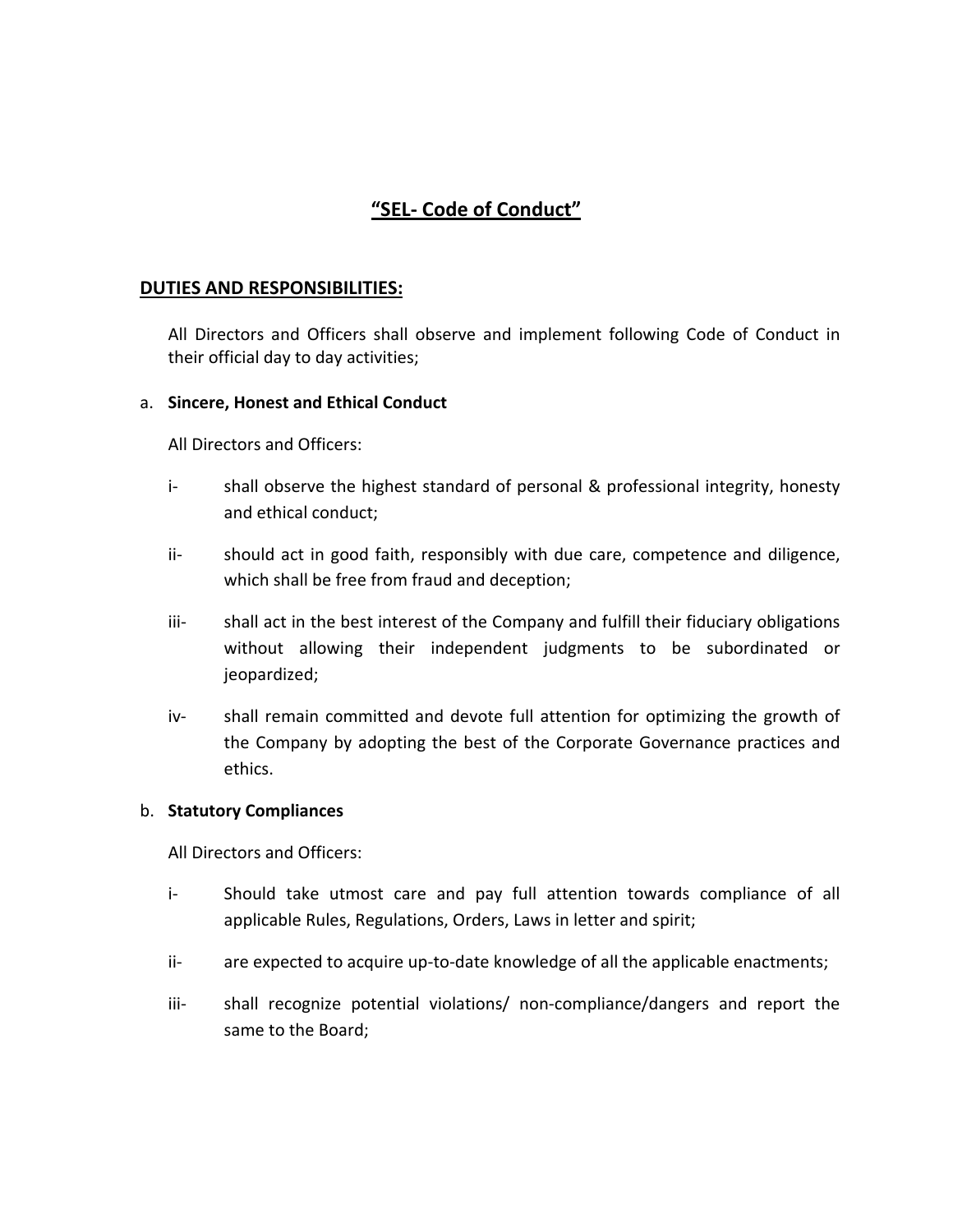# "SEL- Code of Conduct"

## DUTIES AND RESPONSIBILITIES:

All Directors and Officers shall observe and implement following Code of Conduct in their official day to day activities;

a. **Sincere, Honest and Ethical Conduct**

All Directors and Officers:

i- shall observe the highest standard of personal & professional integrity, honesty and ethical conduct;

ii- should act in good faith, responsibly with due care, competence and diligence, which shall be free from fraud and deception;

iii- shall act in the best interest of the Company and fulfill their fiduciary obligations without allowing their independent judgments to be subordinated or jeopardized;

iv- shall remain committed and devote full attention for optimizing the growth of the Company by adopting the best of the Corporate Governance practices and ethics.

b. **Statutory Compliances**

All Directors and Officers:

i- Should take utmost care and pay full attention towards compliance of all applicable Rules, Regulations, Orders, Laws in letter and spirit;

ii- are expected to acquire up-to-date knowledge of all the applicable enactments;

iii- shall recognize potential violations/ non-compliance/dangers and report the same to the Board;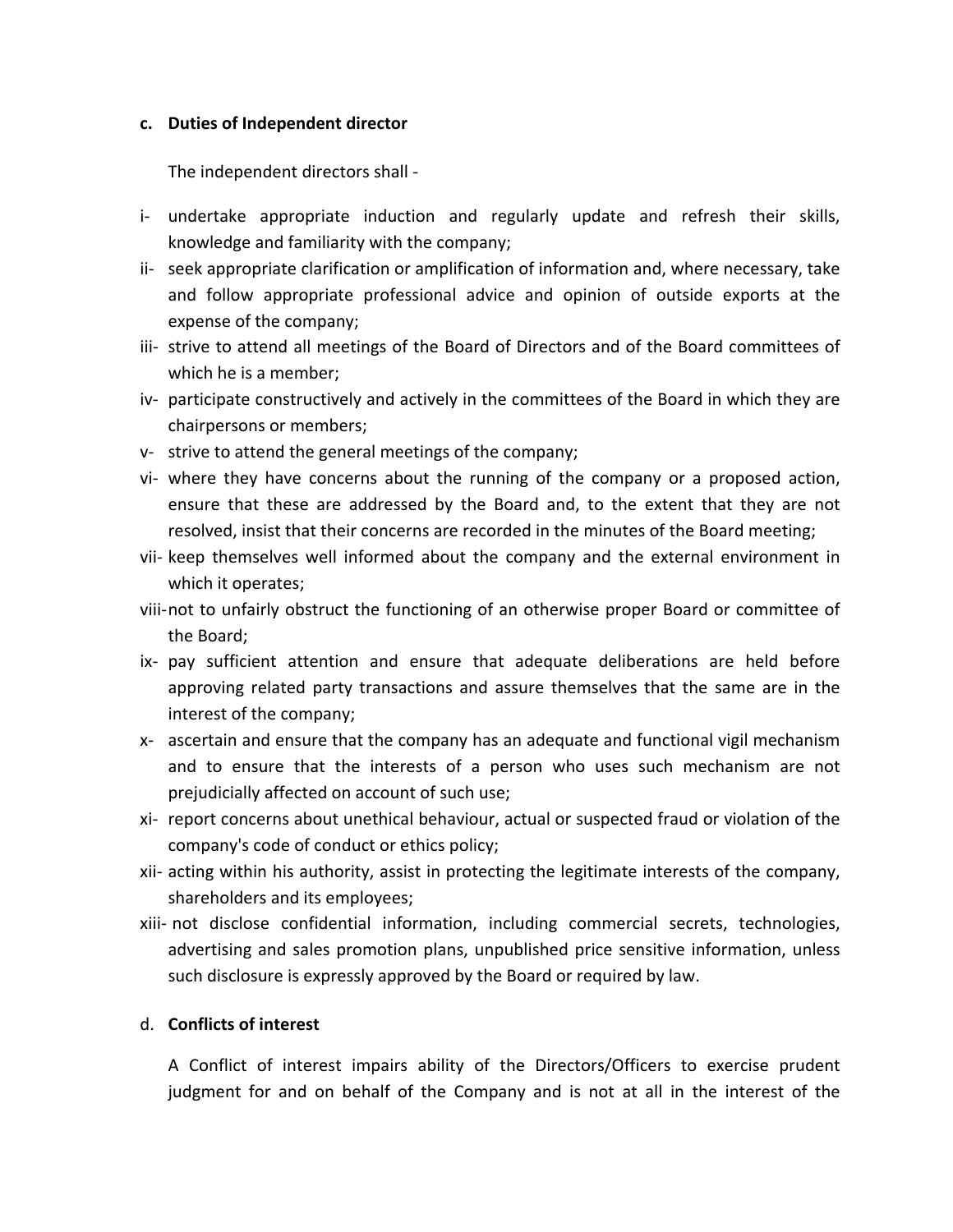**c. Duties of Independent director**

The independent directors shall -

i- undertake appropriate induction and regularly update and refresh their skills, knowledge and familiarity with the company;

ii- seek appropriate clarification or amplification of information and, where necessary, take and follow appropriate professional advice and opinion of outside exports at the expense of the company;

iii- strive to attend all meetings of the Board of Directors and of the Board committees of which he is a member;

iv- participate constructively and actively in the committees of the Board in which they are chairpersons or members;

v- strive to attend the general meetings of the company;

vi- where they have concerns about the running of the company or a proposed action, ensure that these are addressed by the Board and, to the extent that they are not resolved, insist that their concerns are recorded in the minutes of the Board meeting;

vii- keep themselves well informed about the company and the external environment in which it operates;

viii- not to unfairly obstruct the functioning of an otherwise proper Board or committee of the Board;

ix- pay sufficient attention and ensure that adequate deliberations are held before approving related party transactions and assure themselves that the same are in the interest of the company;

x- ascertain and ensure that the company has an adequate and functional vigil mechanism and to ensure that the interests of a person who uses such mechanism are not prejudicially affected on account of such use;

xi- report concerns about unethical behaviour, actual or suspected fraud or violation of the company's code of conduct or ethics policy;

xii- acting within his authority, assist in protecting the legitimate interests of the company, shareholders and its employees;

xiii- not disclose confidential information, including commercial secrets, technologies, advertising and sales promotion plans, unpublished price sensitive information, unless such disclosure is expressly approved by the Board or required by law.

d. **Conflicts of interest**

A Conflict of interest impairs ability of the Directors/Officers to exercise prudent judgment for and on behalf of the Company and is not at all in the interest of the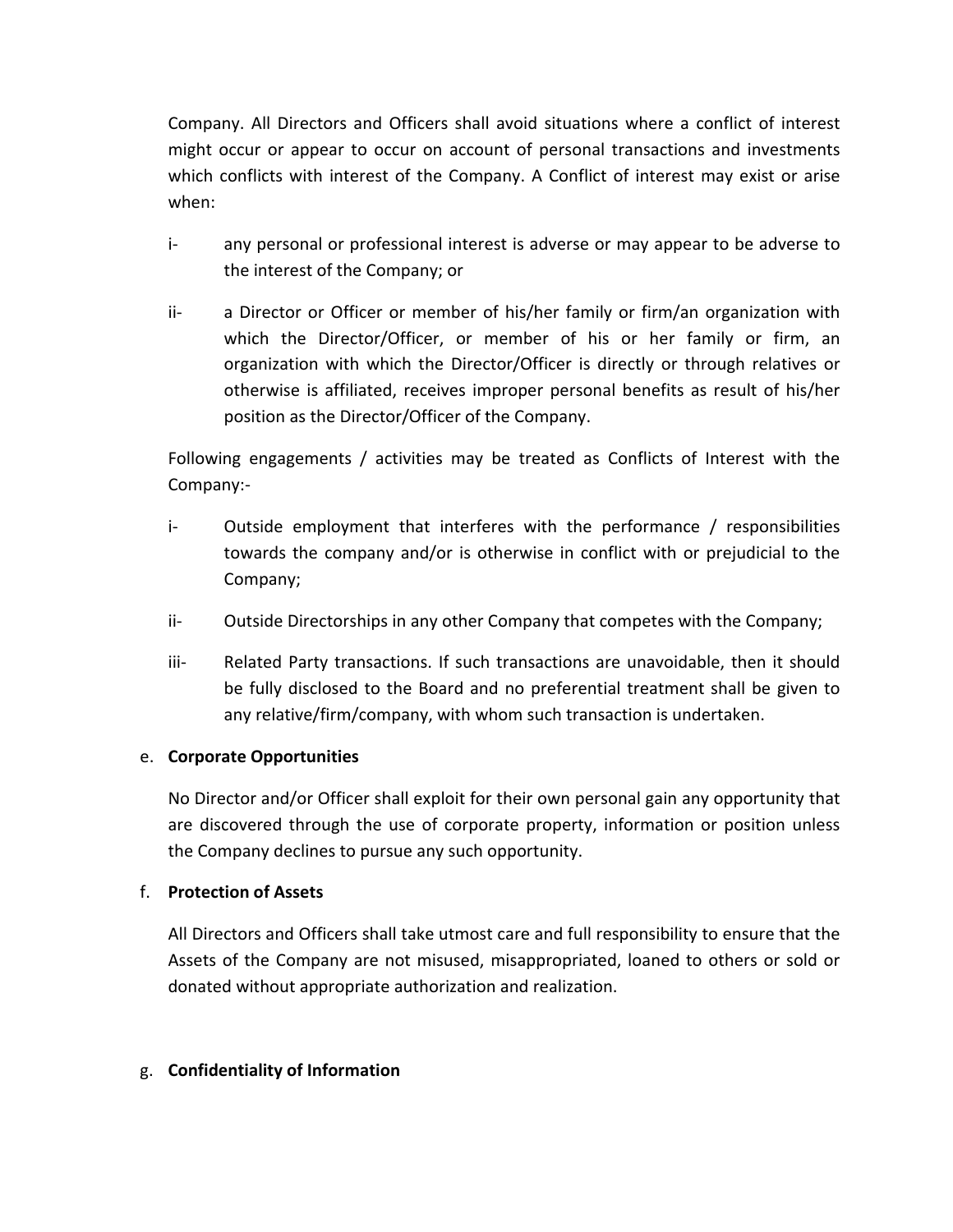Company. All Directors and Officers shall avoid situations where a conflict of interest might occur or appear to occur on account of personal transactions and investments which conflicts with interest of the Company. A Conflict of interest may exist or arise when:

i- any personal or professional interest is adverse or may appear to be adverse to the interest of the Company; or

ii- a Director or Officer or member of his/her family or firm/an organization with which the Director/Officer, or member of his or her family or firm, an organization with which the Director/Officer is directly or through relatives or otherwise is affiliated, receives improper personal benefits as result of his/her position as the Director/Officer of the Company.

Following engagements / activities may be treated as Conflicts of Interest with the Company:-

i- Outside employment that interferes with the performance / responsibilities towards the company and/or is otherwise in conflict with or prejudicial to the Company;

ii- Outside Directorships in any other Company that competes with the Company;

iii- Related Party transactions. If such transactions are unavoidable, then it should be fully disclosed to the Board and no preferential treatment shall be given to any relative/firm/company, with whom such transaction is undertaken.

e. **Corporate Opportunities**

No Director and/or Officer shall exploit for their own personal gain any opportunity that are discovered through the use of corporate property, information or position unless the Company declines to pursue any such opportunity.

f. **Protection of Assets**

All Directors and Officers shall take utmost care and full responsibility to ensure that the Assets of the Company are not misused, misappropriated, loaned to others or sold or donated without appropriate authorization and realization.

g. **Confidentiality of Information**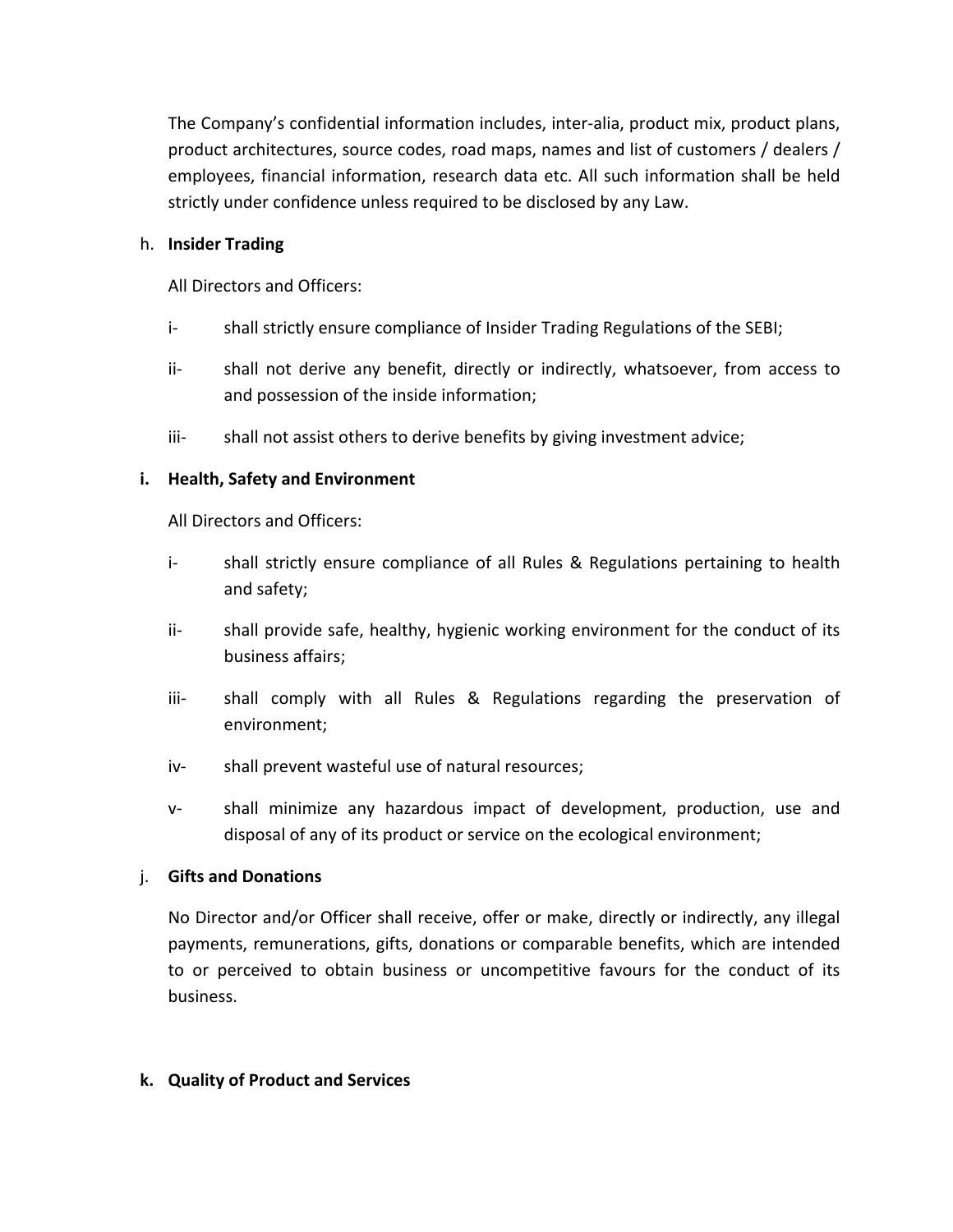The Company's confidential information includes, inter-alia, product mix, product plans, product architectures, source codes, road maps, names and list of customers / dealers / employees, financial information, research data etc. All such information shall be held strictly under confidence unless required to be disclosed by any Law.

h. **Insider Trading**

All Directors and Officers:

i- shall strictly ensure compliance of Insider Trading Regulations of the SEBI;

ii- shall not derive any benefit, directly or indirectly, whatsoever, from access to and possession of the inside information;

iii- shall not assist others to derive benefits by giving investment advice;

**i. Health, Safety and Environment**

All Directors and Officers:

i- shall strictly ensure compliance of all Rules & Regulations pertaining to health and safety;

ii- shall provide safe, healthy, hygienic working environment for the conduct of its business affairs;

iii- shall comply with all Rules & Regulations regarding the preservation of environment;

iv- shall prevent wasteful use of natural resources;

v- shall minimize any hazardous impact of development, production, use and disposal of any of its product or service on the ecological environment;

j. **Gifts and Donations**

No Director and/or Officer shall receive, offer or make, directly or indirectly, any illegal payments, remunerations, gifts, donations or comparable benefits, which are intended to or perceived to obtain business or uncompetitive favours for the conduct of its business.

**k. Quality of Product and Services**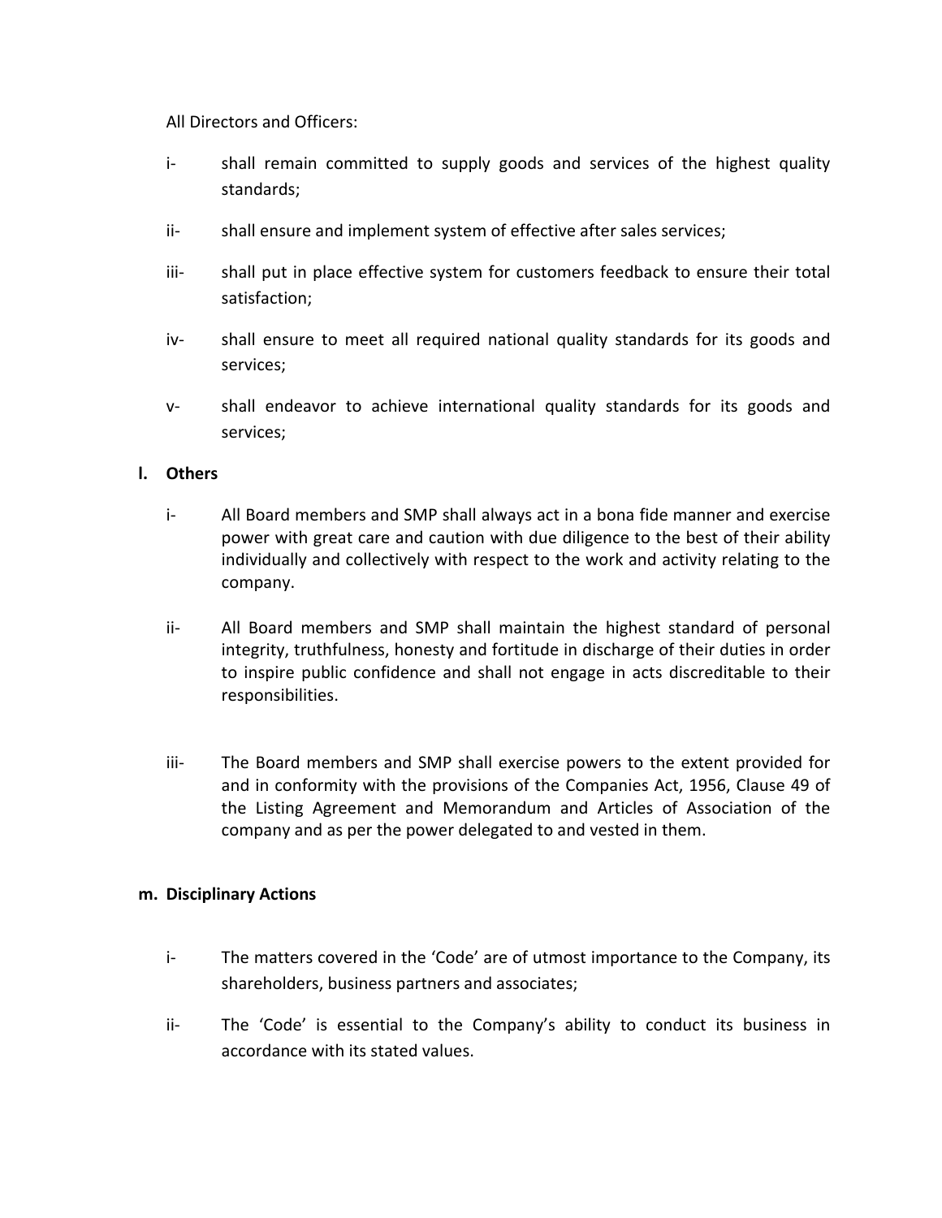All Directors and Officers:

i- shall remain committed to supply goods and services of the highest quality standards;

ii- shall ensure and implement system of effective after sales services;

iii- shall put in place effective system for customers feedback to ensure their total satisfaction;

iv- shall ensure to meet all required national quality standards for its goods and services;

v- shall endeavor to achieve international quality standards for its goods and services;

**l. Others**

i- All Board members and SMP shall always act in a bona fide manner and exercise power with great care and caution with due diligence to the best of their ability individually and collectively with respect to the work and activity relating to the company.

ii- All Board members and SMP shall maintain the highest standard of personal integrity, truthfulness, honesty and fortitude in discharge of their duties in order to inspire public confidence and shall not engage in acts discreditable to their responsibilities.

iii- The Board members and SMP shall exercise powers to the extent provided for and in conformity with the provisions of the Companies Act, 1956, Clause 49 of the Listing Agreement and Memorandum and Articles of Association of the company and as per the power delegated to and vested in them.

**m. Disciplinary Actions**

i- The matters covered in the 'Code' are of utmost importance to the Company, its shareholders, business partners and associates;

ii- The 'Code' is essential to the Company's ability to conduct its business in accordance with its stated values.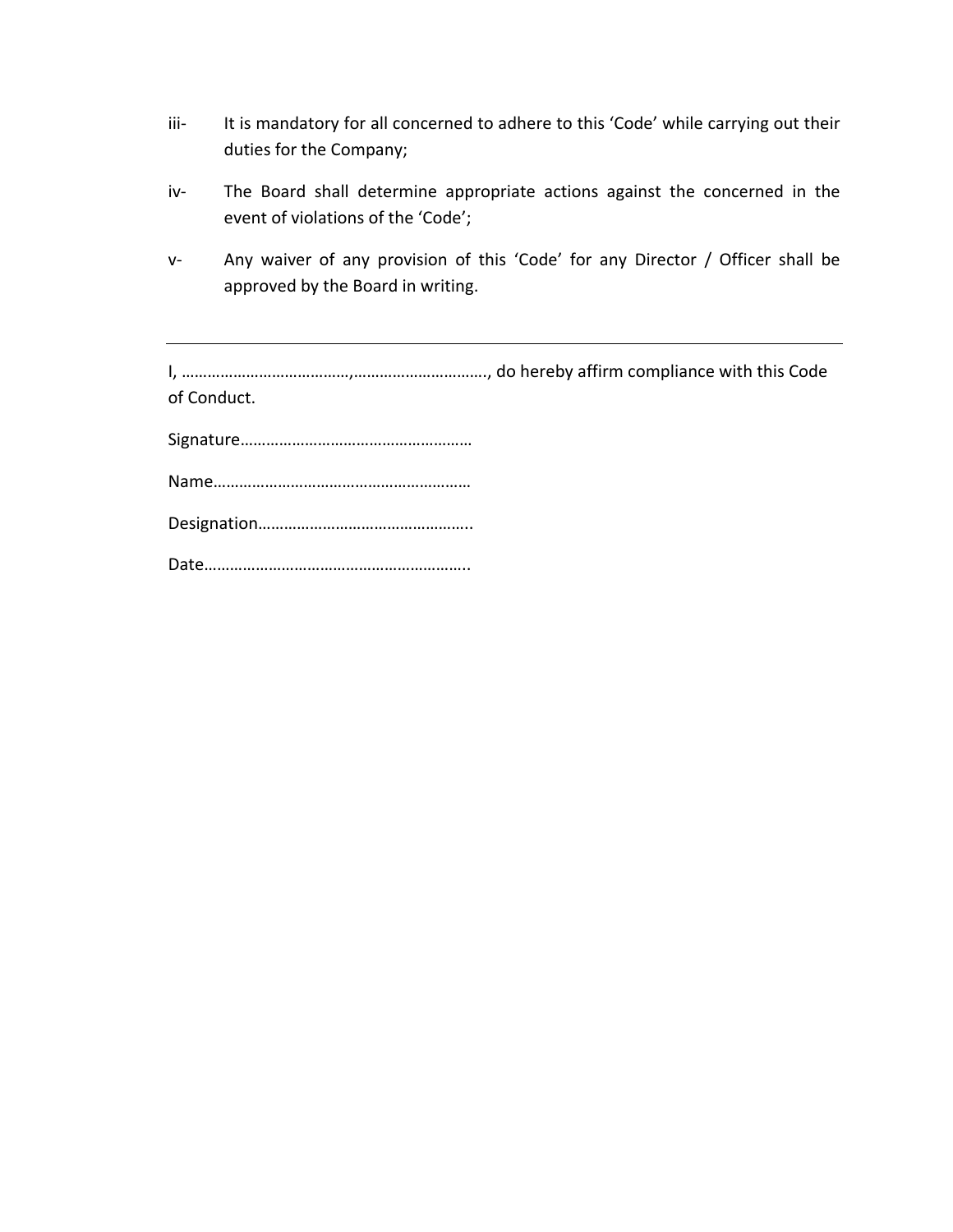iii- It is mandatory for all concerned to adhere to this 'Code' while carrying out their duties for the Company;

iv- The Board shall determine appropriate actions against the concerned in the event of violations of the 'Code';

v- Any waiver of any provision of this 'Code' for any Director / Officer shall be approved by the Board in writing.

---

I, ………………………………,…………………………., do hereby affirm compliance with this Code of Conduct.

Signature………………………………………………

Name……………………………………………………

Designation…………………………………………..

Date……………………………………………………..